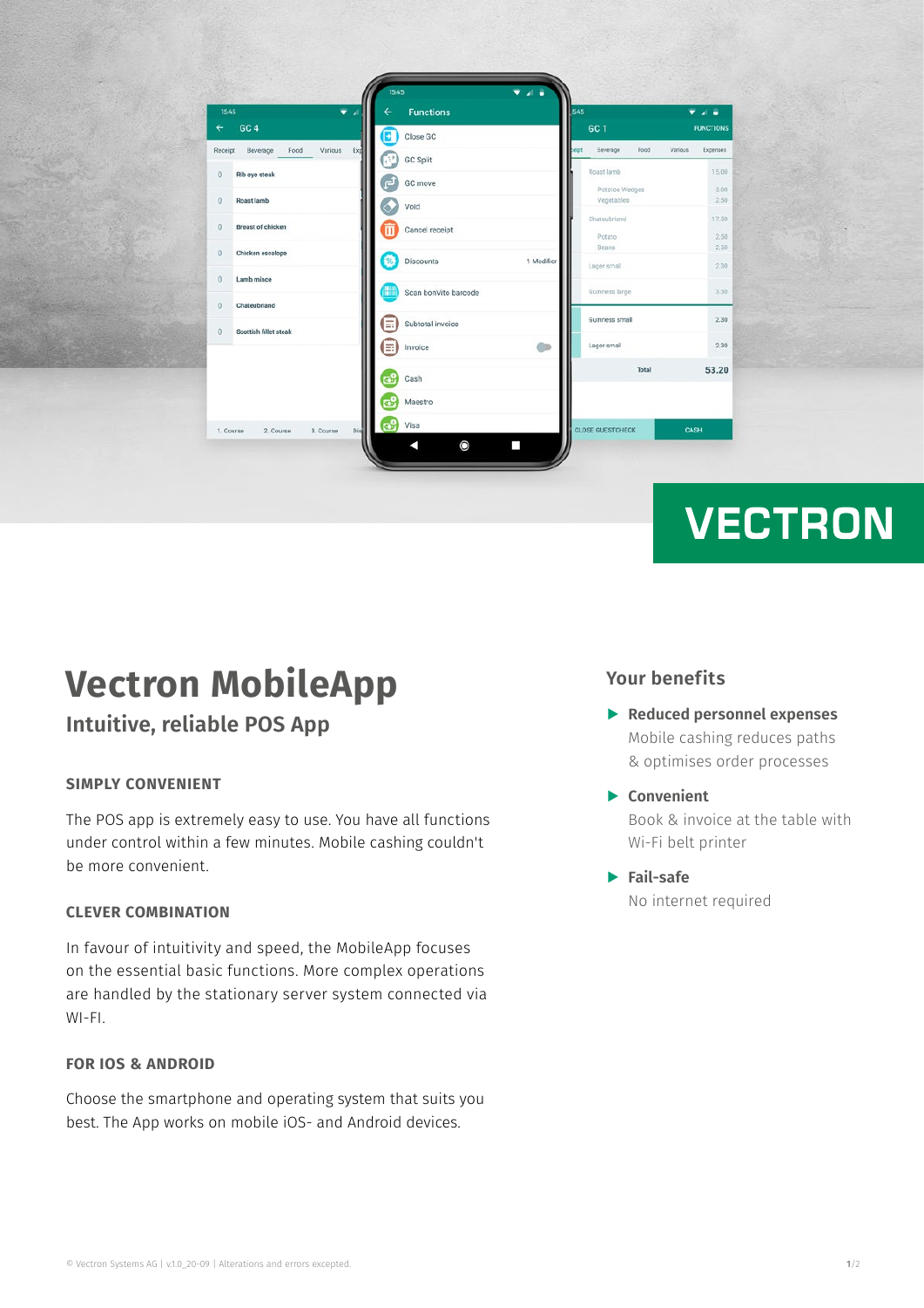# Vectron MobileApp

## Intuitive, reliable POS App

### SIMPLY CONVENIENT

The POS app is extremely easy to use. You have all functions under control within a few minutes. Mobile cashing couldn't be more convenient.

### CLEVER COMBINATION

In favour of intuitivity and speed, the MobileApp focuses on the essential basic functions. More complex operations are handled by the stationary server system connected via WI-FI.

### FOR IOS & ANDROID

Choose the smartphone and operating system that suits you best. The App works on mobile iOS- and Android devices.

## Your benefits

- **Reduced personnel expenses**
  Mobile cashing reduces paths & optimises order processes
- **Convenient**
  Book & invoice at the table with Wi-Fi belt printer
- **Fail-safe**
  No internet required

© Vectron Systems AG | v1.0_20-09 | Alterations and errors excepted.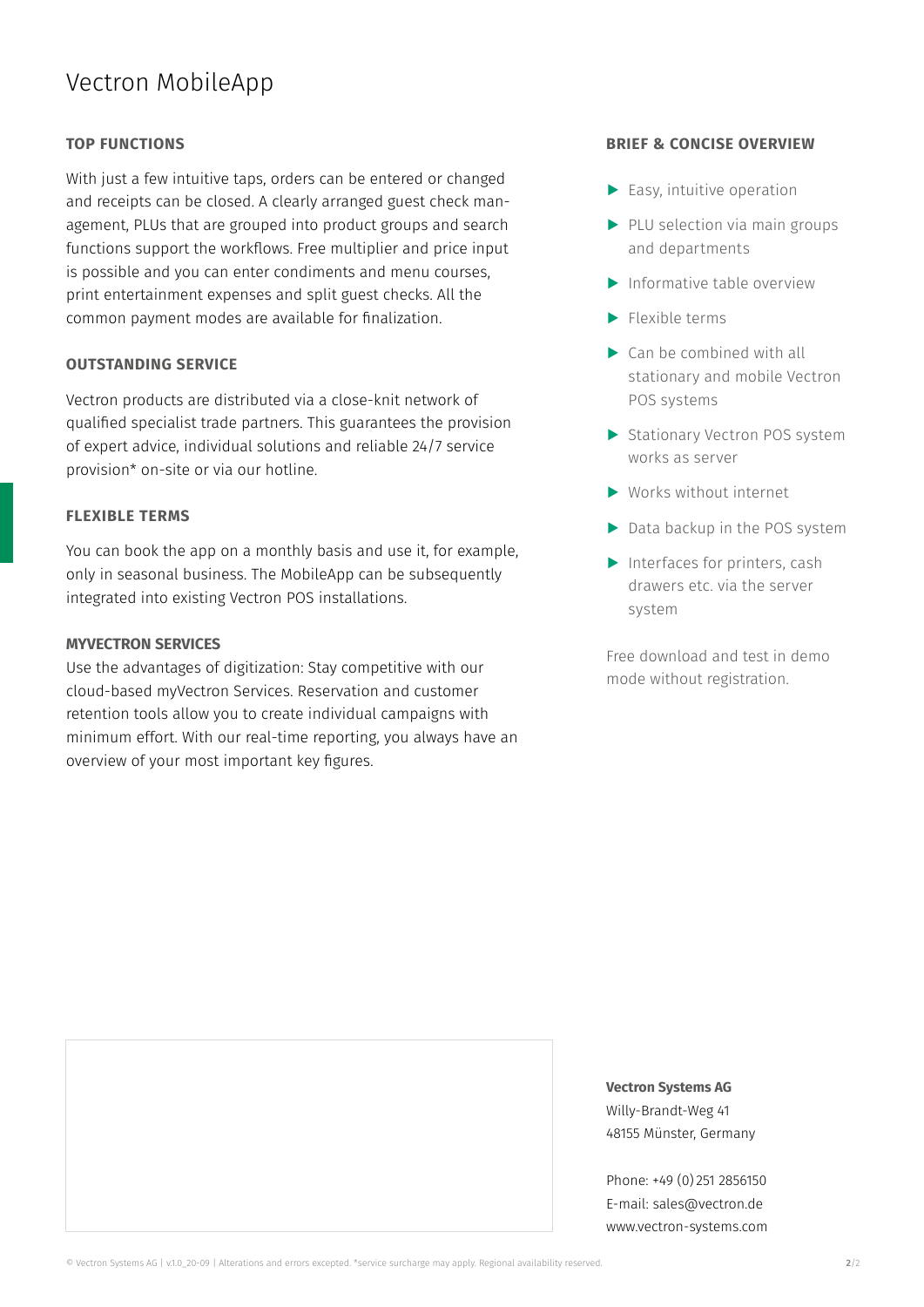# Vectron MobileApp

### TOP FUNCTIONS

With just a few intuitive taps, orders can be entered or changed and receipts can be closed. A clearly arranged guest check management, PLUs that are grouped into product groups and search functions support the workflows. Free multiplier and price input is possible and you can enter condiments and menu courses, print entertainment expenses and split guest checks. All the common payment modes are available for finalization.

### OUTSTANDING SERVICE

Vectron products are distributed via a close-knit network of qualified specialist trade partners. This guarantees the provision of expert advice, individual solutions and reliable 24/7 service provision* on-site or via our hotline.

### FLEXIBLE TERMS

You can book the app on a monthly basis and use it, for example, only in seasonal business. The MobileApp can be subsequently integrated into existing Vectron POS installations.

### MYVECTRON SERVICES

Use the advantages of digitization: Stay competitive with our cloud-based myVectron Services. Reservation and customer retention tools allow you to create individual campaigns with minimum effort. With our real-time reporting, you always have an overview of your most important key figures.

### BRIEF & CONCISE OVERVIEW

- Easy, intuitive operation
- PLU selection via main groups and departments
- Informative table overview
- Flexible terms
- Can be combined with all stationary and mobile Vectron POS systems
- Stationary Vectron POS system works as server
- Works without internet
- Data backup in the POS system
- Interfaces for printers, cash drawers etc. via the server system

Free download and test in demo mode without registration.

**Vectron Systems AG**
Willy-Brandt-Weg 41
48155 Münster, Germany

Phone: +49 (0) 251 2856150
E-mail: sales@vectron.de
www.vectron-systems.com

© Vectron Systems AG | v1.0_20-09 | Alterations and errors excepted. *service surcharge may apply. Regional availability reserved.